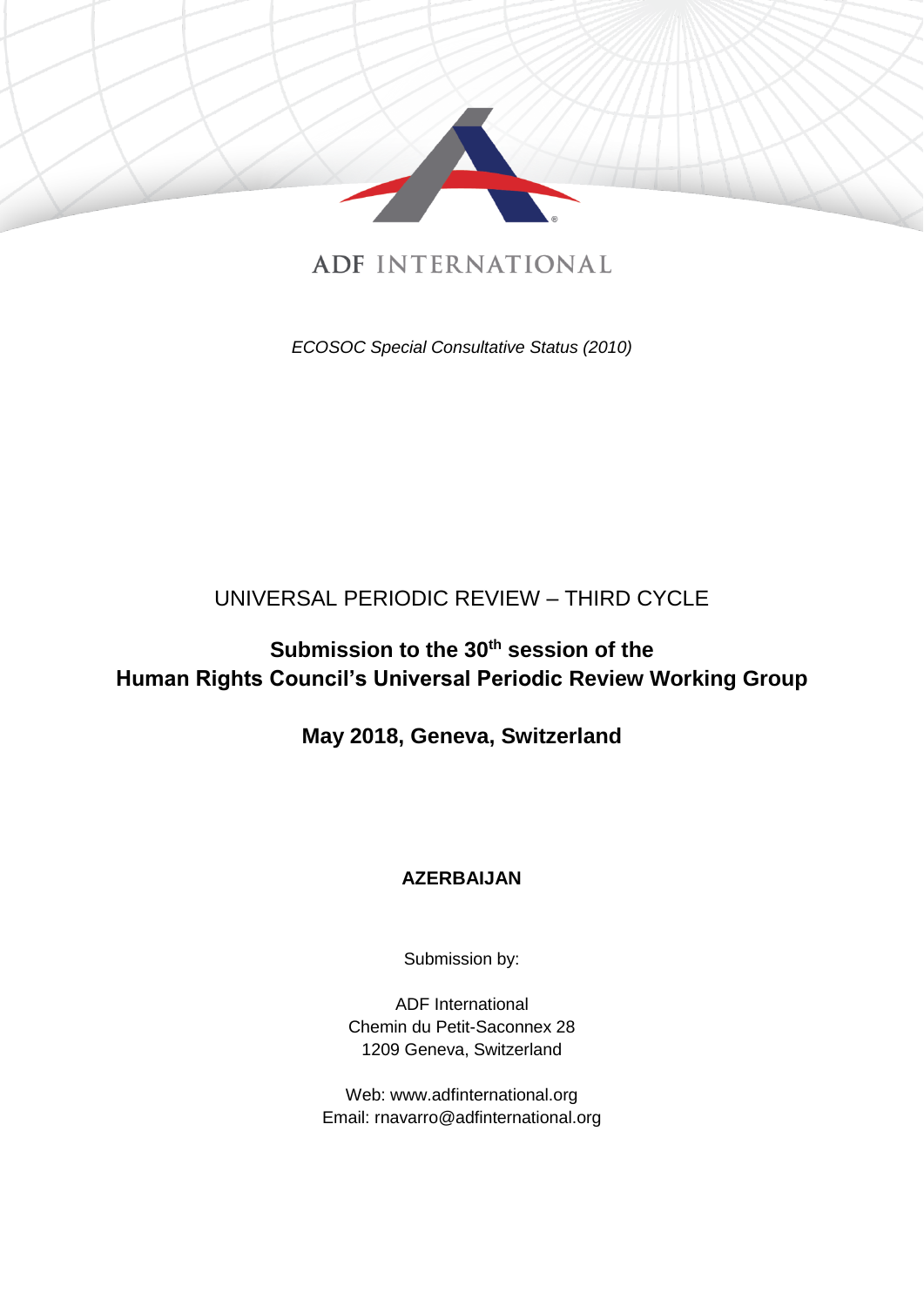ADF INTERNATIONAL

*ECOSOC Special Consultative Status (2010)*

UNIVERSAL PERIODIC REVIEW – THIRD CYCLE

**Submission to the 30th session of the Human Rights Council's Universal Periodic Review Working Group**

**May 2018, Geneva, Switzerland**

**AZERBAIJAN**

Submission by:

ADF International
Chemin du Petit-Saconnex 28
1209 Geneva, Switzerland

Web: www.adfinternational.org
Email: rnavarro@adfinternational.org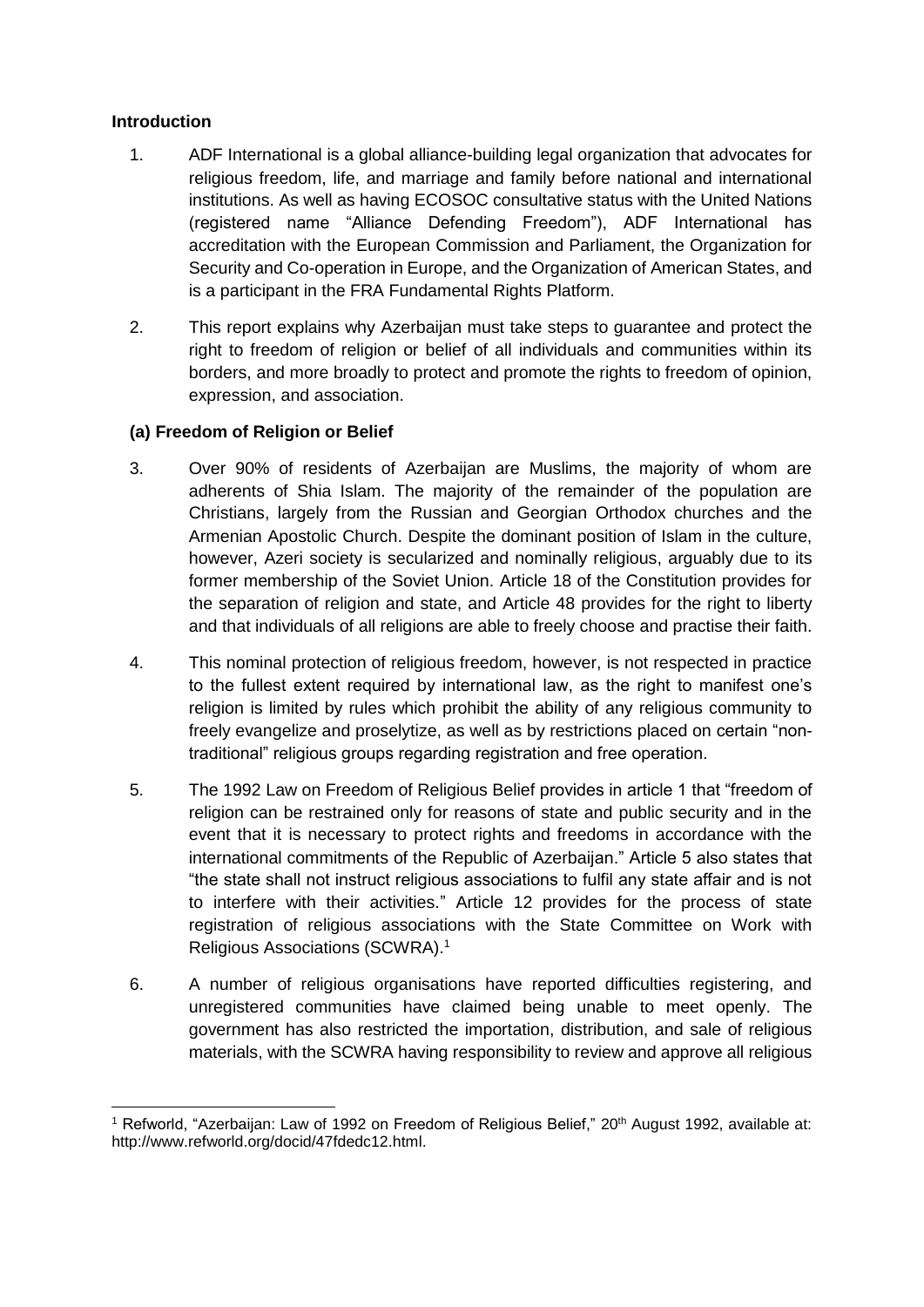**Introduction**

1. ADF International is a global alliance-building legal organization that advocates for religious freedom, life, and marriage and family before national and international institutions. As well as having ECOSOC consultative status with the United Nations (registered name "Alliance Defending Freedom"), ADF International has accreditation with the European Commission and Parliament, the Organization for Security and Co-operation in Europe, and the Organization of American States, and is a participant in the FRA Fundamental Rights Platform.

2. This report explains why Azerbaijan must take steps to guarantee and protect the right to freedom of religion or belief of all individuals and communities within its borders, and more broadly to protect and promote the rights to freedom of opinion, expression, and association.

**(a) Freedom of Religion or Belief**

3. Over 90% of residents of Azerbaijan are Muslims, the majority of whom are adherents of Shia Islam. The majority of the remainder of the population are Christians, largely from the Russian and Georgian Orthodox churches and the Armenian Apostolic Church. Despite the dominant position of Islam in the culture, however, Azeri society is secularized and nominally religious, arguably due to its former membership of the Soviet Union. Article 18 of the Constitution provides for the separation of religion and state, and Article 48 provides for the right to liberty and that individuals of all religions are able to freely choose and practise their faith.

4. This nominal protection of religious freedom, however, is not respected in practice to the fullest extent required by international law, as the right to manifest one's religion is limited by rules which prohibit the ability of any religious community to freely evangelize and proselytize, as well as by restrictions placed on certain "non-traditional" religious groups regarding registration and free operation.

5. The 1992 Law on Freedom of Religious Belief provides in article 1 that "freedom of religion can be restrained only for reasons of state and public security and in the event that it is necessary to protect rights and freedoms in accordance with the international commitments of the Republic of Azerbaijan." Article 5 also states that "the state shall not instruct religious associations to fulfil any state affair and is not to interfere with their activities." Article 12 provides for the process of state registration of religious associations with the State Committee on Work with Religious Associations (SCWRA).[1]

6. A number of religious organisations have reported difficulties registering, and unregistered communities have claimed being unable to meet openly. The government has also restricted the importation, distribution, and sale of religious materials, with the SCWRA having responsibility to review and approve all religious

---

[1] Refworld, "Azerbaijan: Law of 1992 on Freedom of Religious Belief," 20th August 1992, available at: http://www.refworld.org/docid/47fdedc12.html.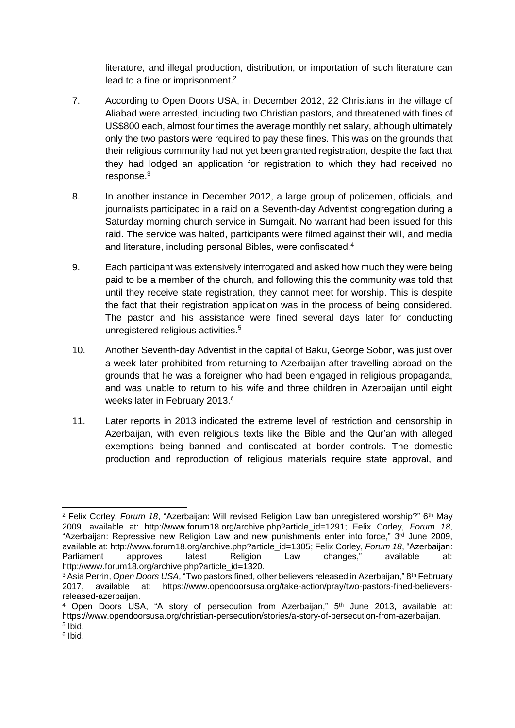literature, and illegal production, distribution, or importation of such literature can lead to a fine or imprisonment.[2]

7. According to Open Doors USA, in December 2012, 22 Christians in the village of Aliabad were arrested, including two Christian pastors, and threatened with fines of US$800 each, almost four times the average monthly net salary, although ultimately only the two pastors were required to pay these fines. This was on the grounds that their religious community had not yet been granted registration, despite the fact that they had lodged an application for registration to which they had received no response.[3]

8. In another instance in December 2012, a large group of policemen, officials, and journalists participated in a raid on a Seventh-day Adventist congregation during a Saturday morning church service in Sumgait. No warrant had been issued for this raid. The service was halted, participants were filmed against their will, and media and literature, including personal Bibles, were confiscated.[4]

9. Each participant was extensively interrogated and asked how much they were being paid to be a member of the church, and following this the community was told that until they receive state registration, they cannot meet for worship. This is despite the fact that their registration application was in the process of being considered. The pastor and his assistance were fined several days later for conducting unregistered religious activities.[5]

10. Another Seventh-day Adventist in the capital of Baku, George Sobor, was just over a week later prohibited from returning to Azerbaijan after travelling abroad on the grounds that he was a foreigner who had been engaged in religious propaganda, and was unable to return to his wife and three children in Azerbaijan until eight weeks later in February 2013.[6]

11. Later reports in 2013 indicated the extreme level of restriction and censorship in Azerbaijan, with even religious texts like the Bible and the Qur'an with alleged exemptions being banned and confiscated at border controls. The domestic production and reproduction of religious materials require state approval, and

---

[2] Felix Corley, *Forum 18*, "Azerbaijan: Will revised Religion Law ban unregistered worship?" 6th May 2009, available at: http://www.forum18.org/archive.php?article_id=1291; Felix Corley, *Forum 18*, "Azerbaijan: Repressive new Religion Law and new punishments enter into force," 3rd June 2009, available at: http://www.forum18.org/archive.php?article_id=1305; Felix Corley, *Forum 18*, "Azerbaijan: Parliament approves latest Religion Law changes," available at: http://www.forum18.org/archive.php?article_id=1320.

[3] Asia Perrin, *Open Doors USA*, "Two pastors fined, other believers released in Azerbaijan," 8th February 2017, available at: https://www.opendoorsusa.org/take-action/pray/two-pastors-fined-believers-released-azerbaijan.

[4] Open Doors USA, "A story of persecution from Azerbaijan," 5th June 2013, available at: https://www.opendoorsusa.org/christian-persecution/stories/a-story-of-persecution-from-azerbaijan.

[5] Ibid.

[6] Ibid.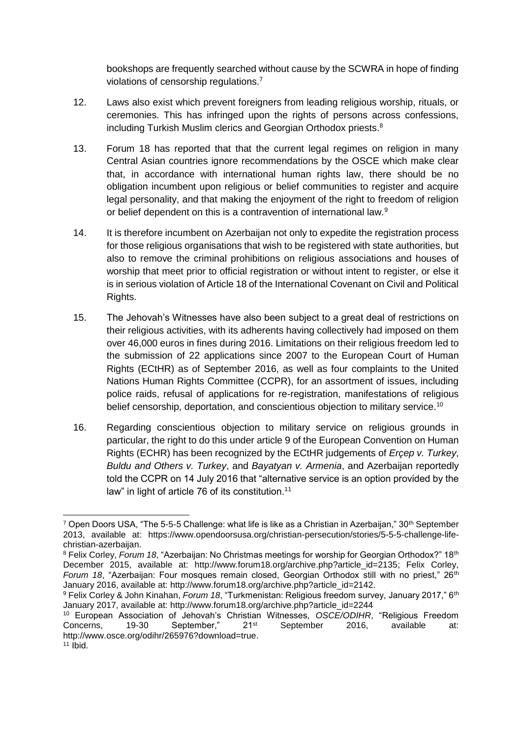bookshops are frequently searched without cause by the SCWRA in hope of finding violations of censorship regulations.[7]

12. Laws also exist which prevent foreigners from leading religious worship, rituals, or ceremonies. This has infringed upon the rights of persons across confessions, including Turkish Muslim clerics and Georgian Orthodox priests.[8]

13. Forum 18 has reported that that the current legal regimes on religion in many Central Asian countries ignore recommendations by the OSCE which make clear that, in accordance with international human rights law, there should be no obligation incumbent upon religious or belief communities to register and acquire legal personality, and that making the enjoyment of the right to freedom of religion or belief dependent on this is a contravention of international law.[9]

14. It is therefore incumbent on Azerbaijan not only to expedite the registration process for those religious organisations that wish to be registered with state authorities, but also to remove the criminal prohibitions on religious associations and houses of worship that meet prior to official registration or without intent to register, or else it is in serious violation of Article 18 of the International Covenant on Civil and Political Rights.

15. The Jehovah's Witnesses have also been subject to a great deal of restrictions on their religious activities, with its adherents having collectively had imposed on them over 46,000 euros in fines during 2016. Limitations on their religious freedom led to the submission of 22 applications since 2007 to the European Court of Human Rights (ECtHR) as of September 2016, as well as four complaints to the United Nations Human Rights Committee (CCPR), for an assortment of issues, including police raids, refusal of applications for re-registration, manifestations of religious belief censorship, deportation, and conscientious objection to military service.[10]

16. Regarding conscientious objection to military service on religious grounds in particular, the right to do this under article 9 of the European Convention on Human Rights (ECHR) has been recognized by the ECtHR judgements of *Erçep v. Turkey*, *Buldu and Others v. Turkey*, and *Bayatyan v. Armenia*, and Azerbaijan reportedly told the CCPR on 14 July 2016 that "alternative service is an option provided by the law" in light of article 76 of its constitution.[11]

---

[7] Open Doors USA, "The 5-5-5 Challenge: what life is like as a Christian in Azerbaijan," 30th September 2013, available at: https://www.opendoorsusa.org/christian-persecution/stories/5-5-5-challenge-life-christian-azerbaijan.

[8] Felix Corley, *Forum 18*, "Azerbaijan: No Christmas meetings for worship for Georgian Orthodox?" 18th December 2015, available at: http://www.forum18.org/archive.php?article_id=2135; Felix Corley, *Forum 18*, "Azerbaijan: Four mosques remain closed, Georgian Orthodox still with no priest," 26th January 2016, available at: http://www.forum18.org/archive.php?article_id=2142.

[9] Felix Corley & John Kinahan, *Forum 18*, "Turkmenistan: Religious freedom survey, January 2017," 6th January 2017, available at: http://www.forum18.org/archive.php?article_id=2244

[10] European Association of Jehovah's Christian Witnesses, *OSCE/ODIHR*, "Religious Freedom Concerns, 19-30 September," 21st September 2016, available at: http://www.osce.org/odihr/265976?download=true.

[11] Ibid.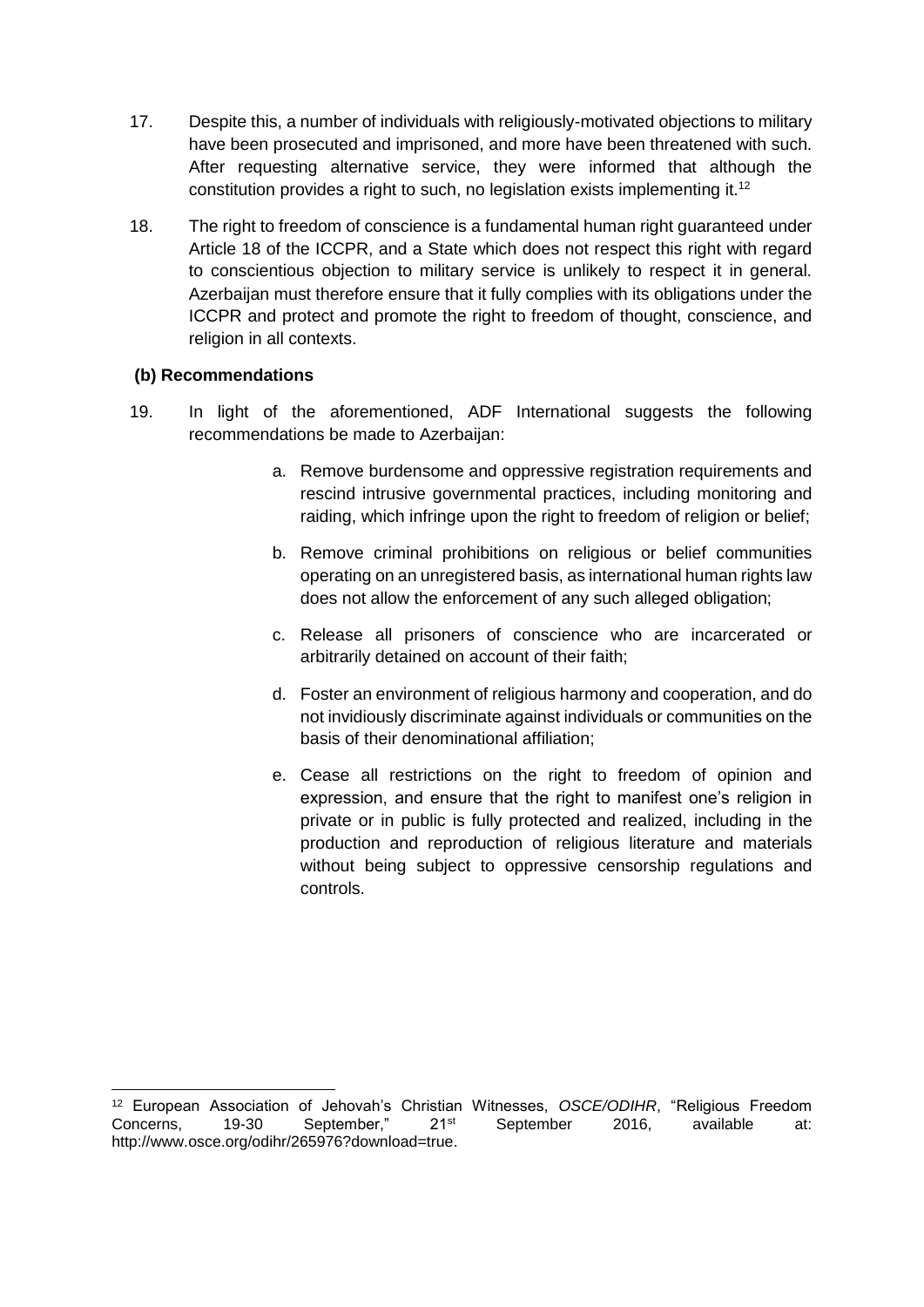17. Despite this, a number of individuals with religiously-motivated objections to military have been prosecuted and imprisoned, and more have been threatened with such. After requesting alternative service, they were informed that although the constitution provides a right to such, no legislation exists implementing it.[12]

18. The right to freedom of conscience is a fundamental human right guaranteed under Article 18 of the ICCPR, and a State which does not respect this right with regard to conscientious objection to military service is unlikely to respect it in general. Azerbaijan must therefore ensure that it fully complies with its obligations under the ICCPR and protect and promote the right to freedom of thought, conscience, and religion in all contexts.

**(b) Recommendations**

19. In light of the aforementioned, ADF International suggests the following recommendations be made to Azerbaijan:

    a. Remove burdensome and oppressive registration requirements and rescind intrusive governmental practices, including monitoring and raiding, which infringe upon the right to freedom of religion or belief;

    b. Remove criminal prohibitions on religious or belief communities operating on an unregistered basis, as international human rights law does not allow the enforcement of any such alleged obligation;

    c. Release all prisoners of conscience who are incarcerated or arbitrarily detained on account of their faith;

    d. Foster an environment of religious harmony and cooperation, and do not invidiously discriminate against individuals or communities on the basis of their denominational affiliation;

    e. Cease all restrictions on the right to freedom of opinion and expression, and ensure that the right to manifest one's religion in private or in public is fully protected and realized, including in the production and reproduction of religious literature and materials without being subject to oppressive censorship regulations and controls.

---

[12] European Association of Jehovah's Christian Witnesses, *OSCE/ODIHR*, "Religious Freedom Concerns, 19-30 September," 21st September 2016, available at: http://www.osce.org/odihr/265976?download=true.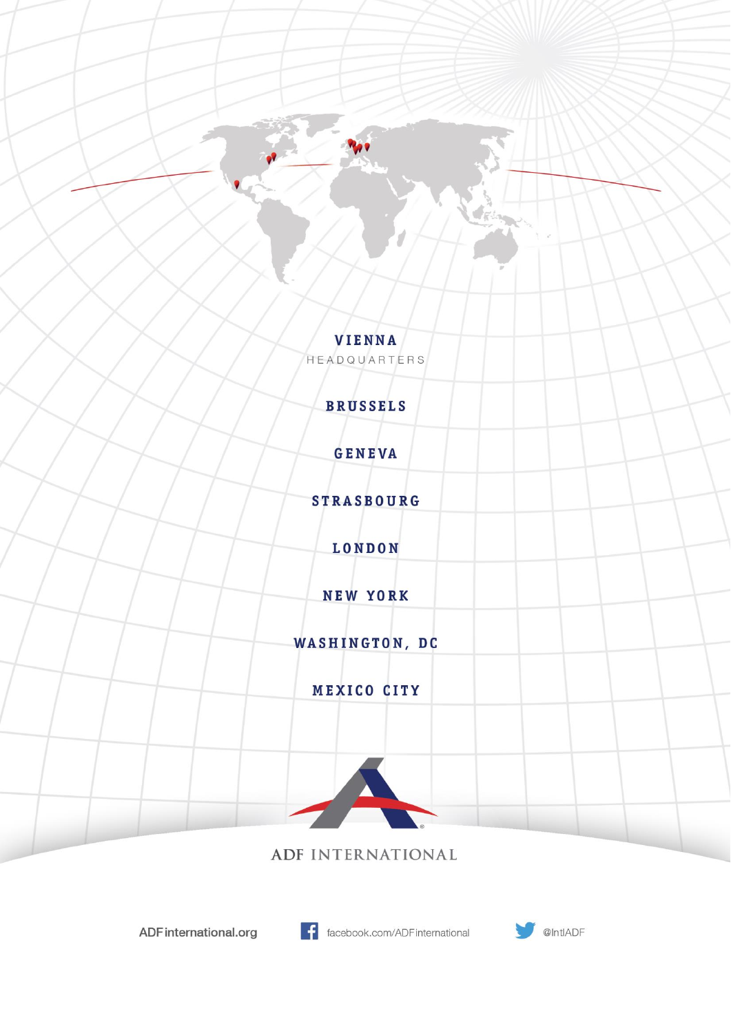**VIENNA**
HEADQUARTERS

**BRUSSELS**

**GENEVA**

**STRASBOURG**

**LONDON**

**NEW YORK**

**WASHINGTON, DC**

**MEXICO CITY**

ADF INTERNATIONAL

ADFinternational.org

facebook.com/ADFinternational

@IntlADF